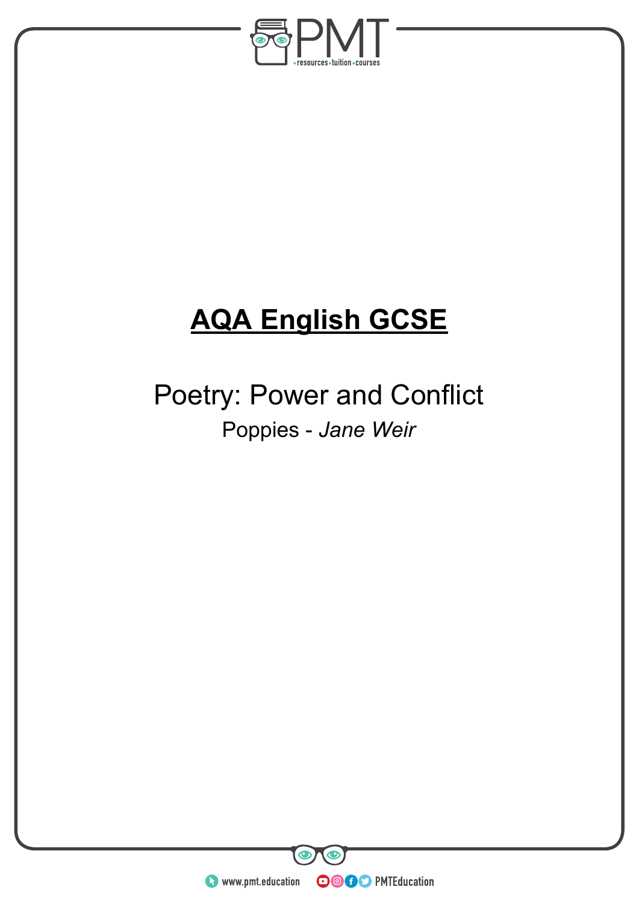# AQA English GCSE

## Poetry: Power and Conflict

Poppies - *Jane Weir*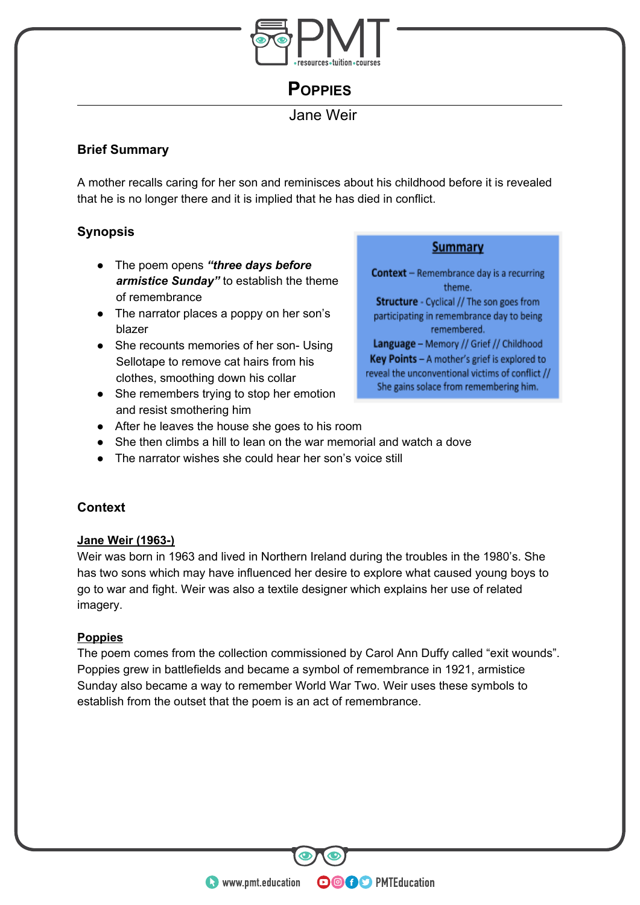# Poppies

Jane Weir

## Brief Summary

A mother recalls caring for her son and reminisces about his childhood before it is revealed that he is no longer there and it is implied that he has died in conflict.

## Synopsis

- The poem opens ***"three days before armistice Sunday"*** to establish the theme of remembrance
- The narrator places a poppy on her son's blazer
- She recounts memories of her son- Using Sellotape to remove cat hairs from his clothes, smoothing down his collar
- She remembers trying to stop her emotion and resist smothering him
- After he leaves the house she goes to his room
- She then climbs a hill to lean on the war memorial and watch a dove
- The narrator wishes she could hear her son's voice still

**Summary**

**Context** – Remembrance day is a recurring theme.
**Structure** - Cyclical // The son goes from participating in remembrance day to being remembered.
**Language** – Memory // Grief // Childhood
**Key Points** – A mother's grief is explored to reveal the unconventional victims of conflict // She gains solace from remembering him.

## Context

**Jane Weir (1963-)**

Weir was born in 1963 and lived in Northern Ireland during the troubles in the 1980's. She has two sons which may have influenced her desire to explore what caused young boys to go to war and fight. Weir was also a textile designer which explains her use of related imagery.

**Poppies**

The poem comes from the collection commissioned by Carol Ann Duffy called "exit wounds". Poppies grew in battlefields and became a symbol of remembrance in 1921, armistice Sunday also became a way to remember World War Two. Weir uses these symbols to establish from the outset that the poem is an act of remembrance.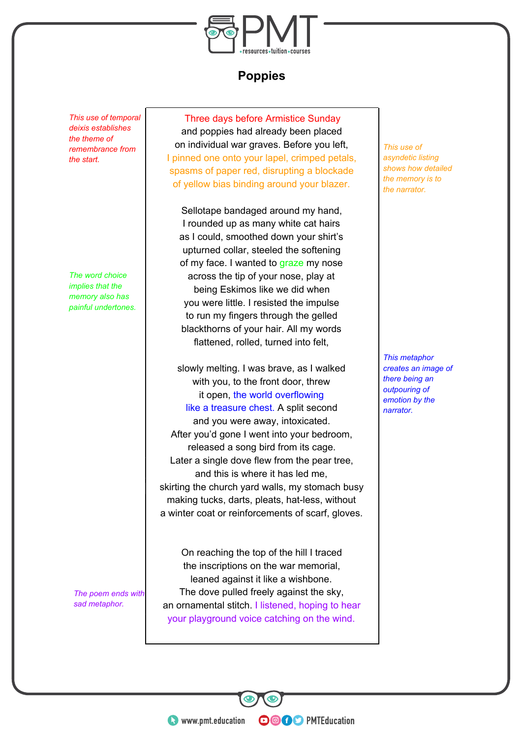# Poppies

Three days before Armistice Sunday
and poppies had already been placed
on individual war graves. Before you left,
I pinned one onto your lapel, crimped petals,
spasms of paper red, disrupting a blockade
of yellow bias binding around your blazer.

*This use of temporal deixis establishes the theme of remembrance from the start.*

*This use of asyndetic listing shows how detailed the memory is to the narrator.*

Sellotape bandaged around my hand,
I rounded up as many white cat hairs
as I could, smoothed down your shirt's
upturned collar, steeled the softening
of my face. I wanted to graze my nose
across the tip of your nose, play at
being Eskimos like we did when
you were little. I resisted the impulse
to run my fingers through the gelled
blackthorns of your hair. All my words
flattened, rolled, turned into felt,

*The word choice implies that the memory also has painful undertones.*

slowly melting. I was brave, as I walked
with you, to the front door, threw
it open, the world overflowing
like a treasure chest. A split second
and you were away, intoxicated.
After you'd gone I went into your bedroom,
released a song bird from its cage.
Later a single dove flew from the pear tree,
and this is where it has led me,
skirting the church yard walls, my stomach busy
making tucks, darts, pleats, hat-less, without
a winter coat or reinforcements of scarf, gloves.

*This metaphor creates an image of there being an outpouring of emotion by the narrator.*

On reaching the top of the hill I traced
the inscriptions on the war memorial,
leaned against it like a wishbone.
The dove pulled freely against the sky,
an ornamental stitch. I listened, hoping to hear
your playground voice catching on the wind.

*The poem ends with sad metaphor.*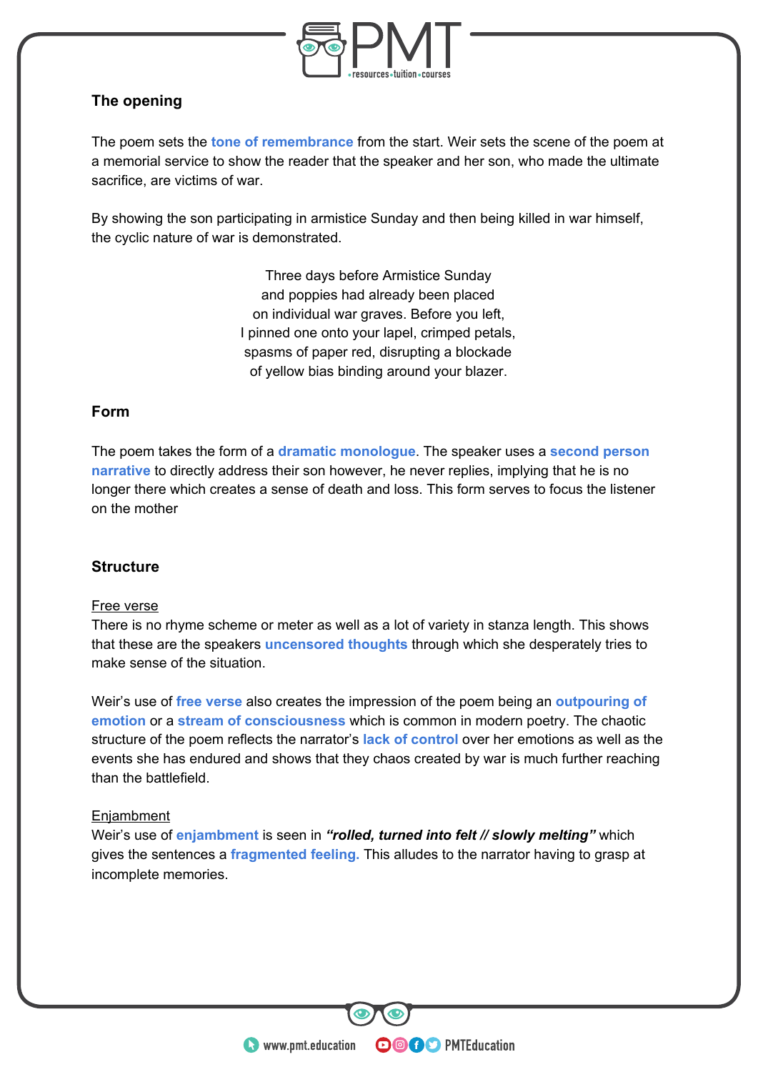### The opening

The poem sets the **tone of remembrance** from the start. Weir sets the scene of the poem at a memorial service to show the reader that the speaker and her son, who made the ultimate sacrifice, are victims of war.

By showing the son participating in armistice Sunday and then being killed in war himself, the cyclic nature of war is demonstrated.

> Three days before Armistice Sunday
> and poppies had already been placed
> on individual war graves. Before you left,
> I pinned one onto your lapel, crimped petals,
> spasms of paper red, disrupting a blockade
> of yellow bias binding around your blazer.

### Form

The poem takes the form of a **dramatic monologue**. The speaker uses a **second person narrative** to directly address their son however, he never replies, implying that he is no longer there which creates a sense of death and loss. This form serves to focus the listener on the mother

### Structure

Free verse

There is no rhyme scheme or meter as well as a lot of variety in stanza length. This shows that these are the speakers **uncensored thoughts** through which she desperately tries to make sense of the situation.

Weir's use of **free verse** also creates the impression of the poem being an **outpouring of emotion** or a **stream of consciousness** which is common in modern poetry. The chaotic structure of the poem reflects the narrator's **lack of control** over her emotions as well as the events she has endured and shows that they chaos created by war is much further reaching than the battlefield.

Enjambment

Weir's use of **enjambment** is seen in ***"rolled, turned into felt // slowly melting"*** which gives the sentences a **fragmented feeling.** This alludes to the narrator having to grasp at incomplete memories.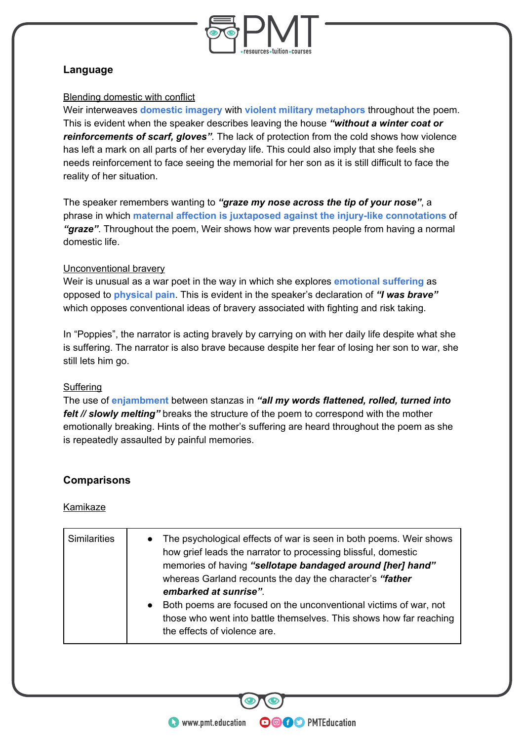## Language

Blending domestic with conflict

Weir interweaves **domestic imagery** with **violent military metaphors** throughout the poem. This is evident when the speaker describes leaving the house ***"without a winter coat or reinforcements of scarf, gloves"***. The lack of protection from the cold shows how violence has left a mark on all parts of her everyday life. This could also imply that she feels she needs reinforcement to face seeing the memorial for her son as it is still difficult to face the reality of her situation.

The speaker remembers wanting to ***"graze my nose across the tip of your nose"***, a phrase in which **maternal affection is juxtaposed against the injury-like connotations** of ***"graze"***. Throughout the poem, Weir shows how war prevents people from having a normal domestic life.

Unconventional bravery

Weir is unusual as a war poet in the way in which she explores **emotional suffering** as opposed to **physical pain**. This is evident in the speaker's declaration of ***"I was brave"*** which opposes conventional ideas of bravery associated with fighting and risk taking.

In "Poppies", the narrator is acting bravely by carrying on with her daily life despite what she is suffering. The narrator is also brave because despite her fear of losing her son to war, she still lets him go.

Suffering

The use of **enjambment** between stanzas in ***"all my words flattened, rolled, turned into felt // slowly melting"*** breaks the structure of the poem to correspond with the mother emotionally breaking. Hints of the mother's suffering are heard throughout the poem as she is repeatedly assaulted by painful memories.

## Comparisons

Kamikaze

| | |
|---|---|
| Similarities | • The psychological effects of war is seen in both poems. Weir shows how grief leads the narrator to processing blissful, domestic memories of having ***"sellotape bandaged around [her] hand"*** whereas Garland recounts the day the character's ***"father embarked at sunrise"***.<br>• Both poems are focused on the unconventional victims of war, not those who went into battle themselves. This shows how far reaching the effects of violence are. |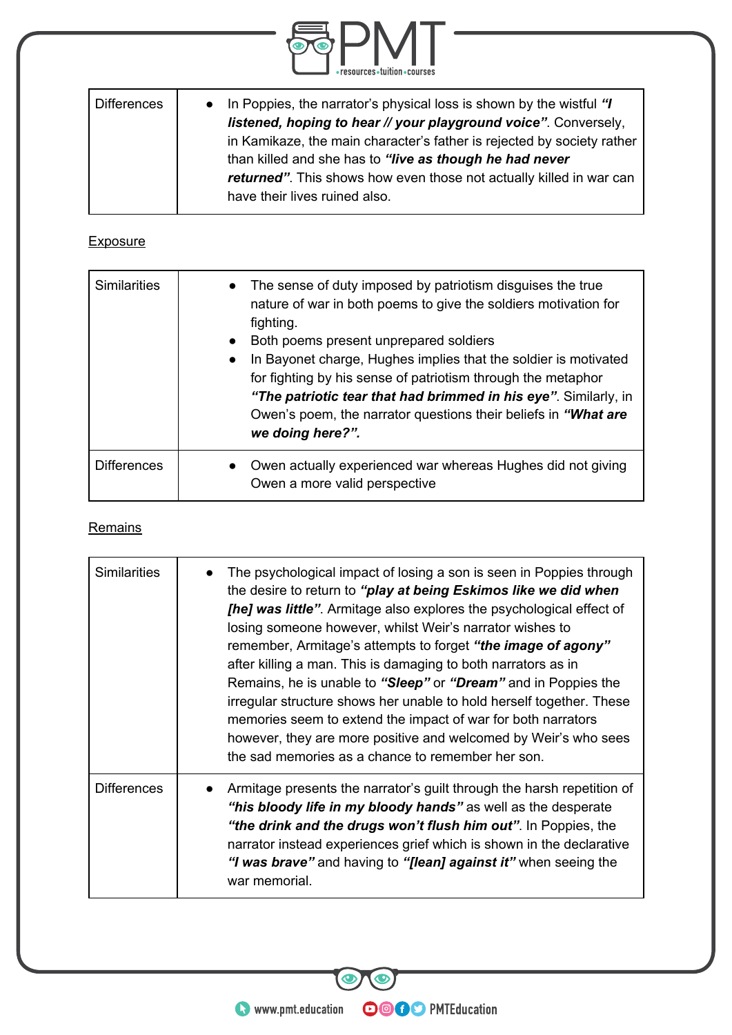| | |
|---|---|
| Differences | • In Poppies, the narrator's physical loss is shown by the wistful ***"I listened, hoping to hear // your playground voice"***. Conversely, in Kamikaze, the main character's father is rejected by society rather than killed and she has to ***"live as though he had never returned"***. This shows how even those not actually killed in war can have their lives ruined also. |

Exposure

| | |
|---|---|
| Similarities | • The sense of duty imposed by patriotism disguises the true nature of war in both poems to give the soldiers motivation for fighting.<br>• Both poems present unprepared soldiers<br>• In Bayonet charge, Hughes implies that the soldier is motivated for fighting by his sense of patriotism through the metaphor ***"The patriotic tear that had brimmed in his eye"***. Similarly, in Owen's poem, the narrator questions their beliefs in ***"What are we doing here?".*** |
| Differences | • Owen actually experienced war whereas Hughes did not giving Owen a more valid perspective |

Remains

| | |
|---|---|
| Similarities | • The psychological impact of losing a son is seen in Poppies through the desire to return to ***"play at being Eskimos like we did when [he] was little"***. Armitage also explores the psychological effect of losing someone however, whilst Weir's narrator wishes to remember, Armitage's attempts to forget ***"the image of agony"*** after killing a man. This is damaging to both narrators as in Remains, he is unable to ***"Sleep"*** or ***"Dream"*** and in Poppies the irregular structure shows her unable to hold herself together. These memories seem to extend the impact of war for both narrators however, they are more positive and welcomed by Weir's who sees the sad memories as a chance to remember her son. |
| Differences | • Armitage presents the narrator's guilt through the harsh repetition of ***"his bloody life in my bloody hands"*** as well as the desperate ***"the drink and the drugs won't flush him out"***. In Poppies, the narrator instead experiences grief which is shown in the declarative ***"I was brave"*** and having to ***"[lean] against it"*** when seeing the war memorial. |